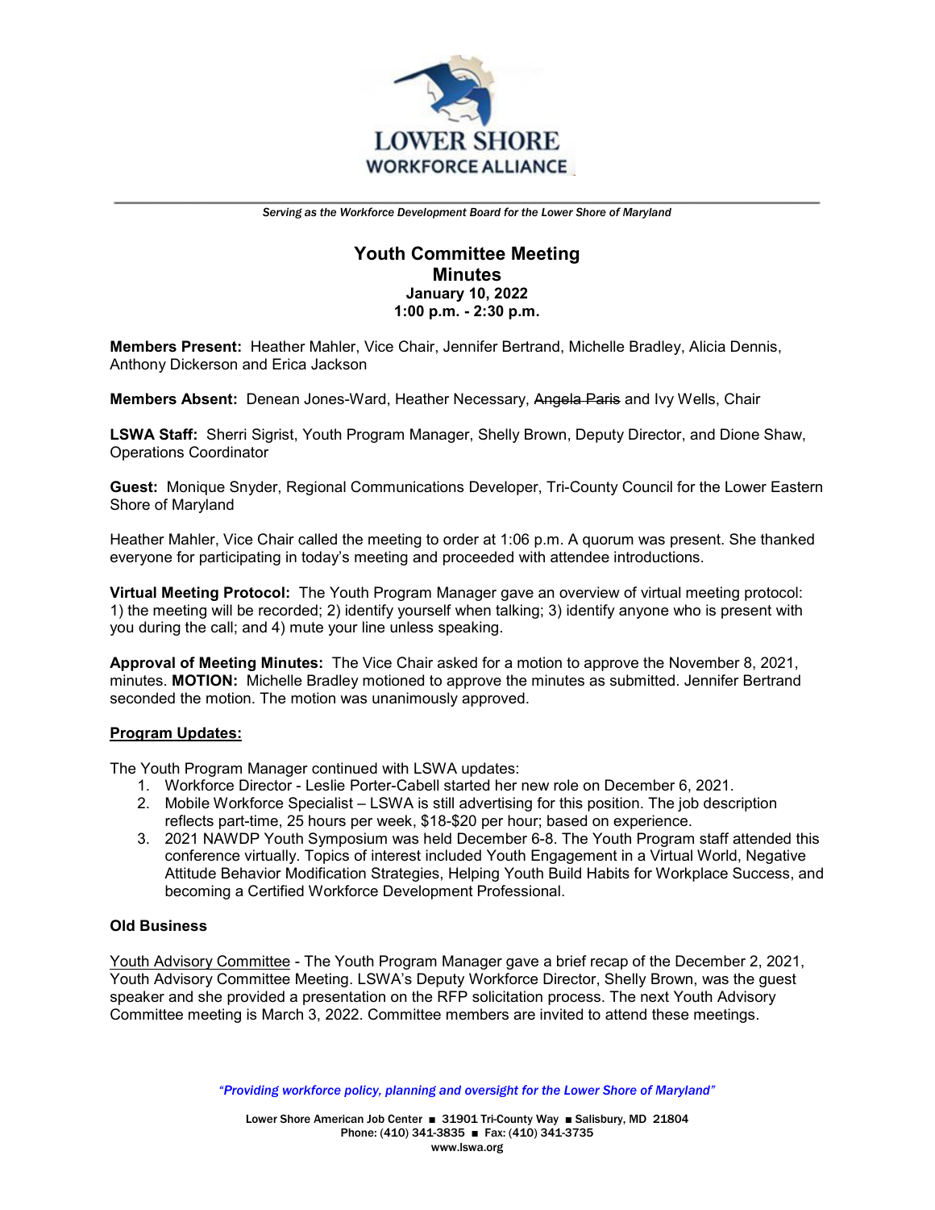LOWER SHORE WORKFORCE ALLIANCE

*Serving as the Workforce Development Board for the Lower Shore of Maryland*

# Youth Committee Meeting
## Minutes
**January 10, 2022**
**1:00 p.m. - 2:30 p.m.**

**Members Present:** Heather Mahler, Vice Chair, Jennifer Bertrand, Michelle Bradley, Alicia Dennis, Anthony Dickerson and Erica Jackson

**Members Absent:** Denean Jones-Ward, Heather Necessary, ~~Angela Paris~~ and Ivy Wells, Chair

**LSWA Staff:** Sherri Sigrist, Youth Program Manager, Shelly Brown, Deputy Director, and Dione Shaw, Operations Coordinator

**Guest:** Monique Snyder, Regional Communications Developer, Tri-County Council for the Lower Eastern Shore of Maryland

Heather Mahler, Vice Chair called the meeting to order at 1:06 p.m. A quorum was present. She thanked everyone for participating in today's meeting and proceeded with attendee introductions.

**Virtual Meeting Protocol:** The Youth Program Manager gave an overview of virtual meeting protocol: 1) the meeting will be recorded; 2) identify yourself when talking; 3) identify anyone who is present with you during the call; and 4) mute your line unless speaking.

**Approval of Meeting Minutes:** The Vice Chair asked for a motion to approve the November 8, 2021, minutes. **MOTION:** Michelle Bradley motioned to approve the minutes as submitted. Jennifer Bertrand seconded the motion. The motion was unanimously approved.

**Program Updates:**

The Youth Program Manager continued with LSWA updates:

1. Workforce Director - Leslie Porter-Cabell started her new role on December 6, 2021.
2. Mobile Workforce Specialist – LSWA is still advertising for this position. The job description reflects part-time, 25 hours per week, $18-$20 per hour; based on experience.
3. 2021 NAWDP Youth Symposium was held December 6-8. The Youth Program staff attended this conference virtually. Topics of interest included Youth Engagement in a Virtual World, Negative Attitude Behavior Modification Strategies, Helping Youth Build Habits for Workplace Success, and becoming a Certified Workforce Development Professional.

**Old Business**

Youth Advisory Committee - The Youth Program Manager gave a brief recap of the December 2, 2021, Youth Advisory Committee Meeting. LSWA's Deputy Workforce Director, Shelly Brown, was the guest speaker and she provided a presentation on the RFP solicitation process. The next Youth Advisory Committee meeting is March 3, 2022. Committee members are invited to attend these meetings.

*"Providing workforce policy, planning and oversight for the Lower Shore of Maryland"*

Lower Shore American Job Center ■ 31901 Tri-County Way ■ Salisbury, MD 21804
Phone: (410) 341-3835 ■ Fax: (410) 341-3735
www.lswa.org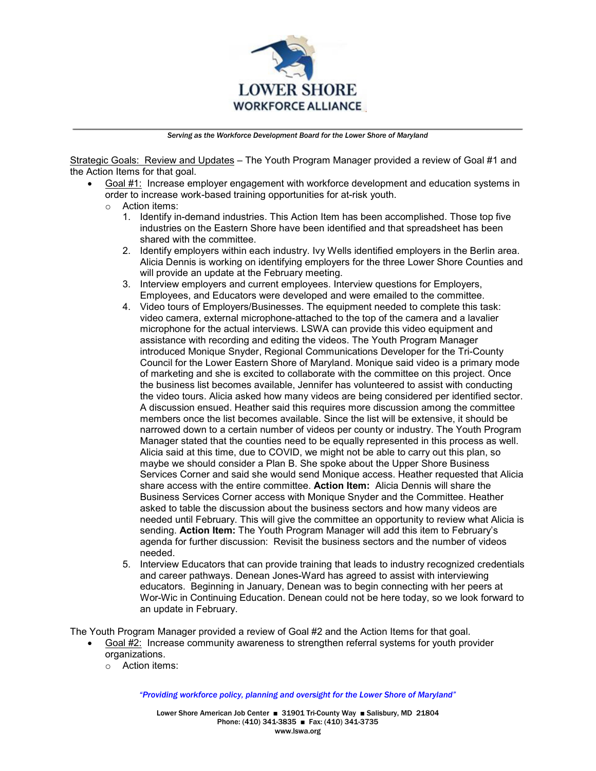Strategic Goals: Review and Updates – The Youth Program Manager provided a review of Goal #1 and the Action Items for that goal.

- Goal #1: Increase employer engagement with workforce development and education systems in order to increase work-based training opportunities for at-risk youth.
  - Action items:
    1. Identify in-demand industries. This Action Item has been accomplished. Those top five industries on the Eastern Shore have been identified and that spreadsheet has been shared with the committee.
    2. Identify employers within each industry. Ivy Wells identified employers in the Berlin area. Alicia Dennis is working on identifying employers for the three Lower Shore Counties and will provide an update at the February meeting.
    3. Interview employers and current employees. Interview questions for Employers, Employees, and Educators were developed and were emailed to the committee.
    4. Video tours of Employers/Businesses. The equipment needed to complete this task: video camera, external microphone-attached to the top of the camera and a lavalier microphone for the actual interviews. LSWA can provide this video equipment and assistance with recording and editing the videos. The Youth Program Manager introduced Monique Snyder, Regional Communications Developer for the Tri-County Council for the Lower Eastern Shore of Maryland. Monique said video is a primary mode of marketing and she is excited to collaborate with the committee on this project. Once the business list becomes available, Jennifer has volunteered to assist with conducting the video tours. Alicia asked how many videos are being considered per identified sector. A discussion ensued. Heather said this requires more discussion among the committee members once the list becomes available. Since the list will be extensive, it should be narrowed down to a certain number of videos per county or industry. The Youth Program Manager stated that the counties need to be equally represented in this process as well. Alicia said at this time, due to COVID, we might not be able to carry out this plan, so maybe we should consider a Plan B. She spoke about the Upper Shore Business Services Corner and said she would send Monique access. Heather requested that Alicia share access with the entire committee. **Action Item:** Alicia Dennis will share the Business Services Corner access with Monique Snyder and the Committee. Heather asked to table the discussion about the business sectors and how many videos are needed until February. This will give the committee an opportunity to review what Alicia is sending. **Action Item:** The Youth Program Manager will add this item to February's agenda for further discussion: Revisit the business sectors and the number of videos needed.
    5. Interview Educators that can provide training that leads to industry recognized credentials and career pathways. Denean Jones-Ward has agreed to assist with interviewing educators. Beginning in January, Denean was to begin connecting with her peers at Wor-Wic in Continuing Education. Denean could not be here today, so we look forward to an update in February.

The Youth Program Manager provided a review of Goal #2 and the Action Items for that goal.

- Goal #2: Increase community awareness to strengthen referral systems for youth provider organizations.
  - Action items: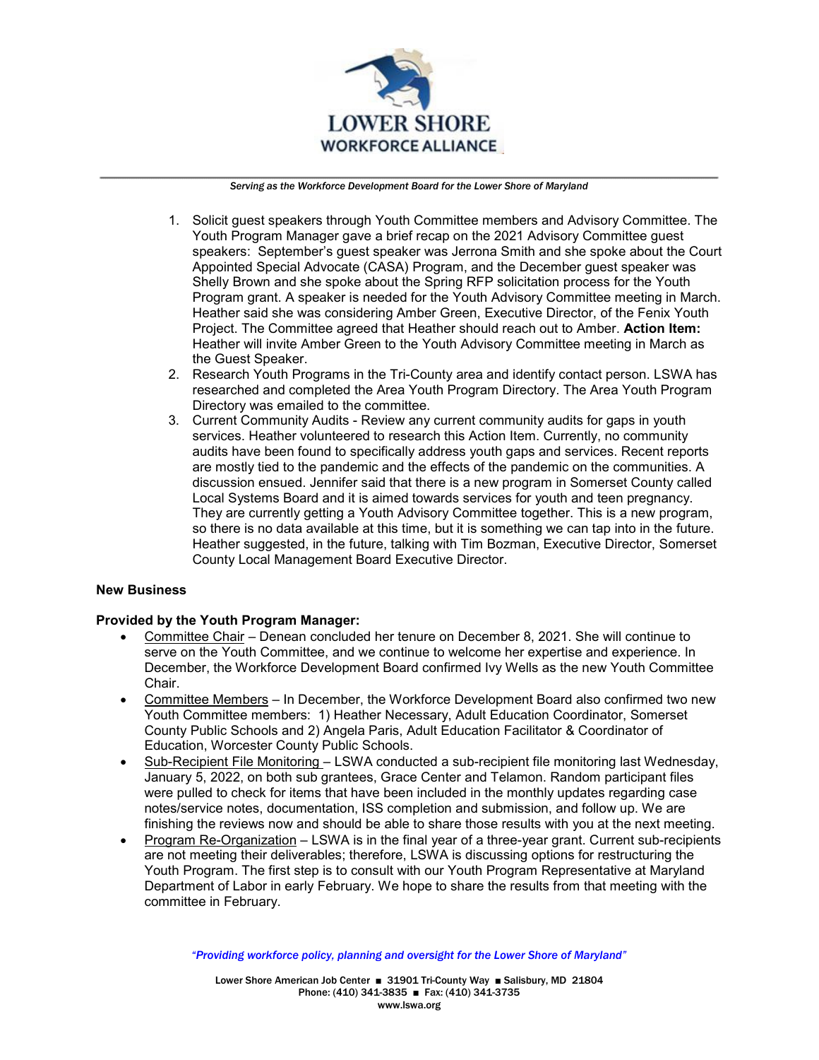1. Solicit guest speakers through Youth Committee members and Advisory Committee. The Youth Program Manager gave a brief recap on the 2021 Advisory Committee guest speakers: September's guest speaker was Jerrona Smith and she spoke about the Court Appointed Special Advocate (CASA) Program, and the December guest speaker was Shelly Brown and she spoke about the Spring RFP solicitation process for the Youth Program grant. A speaker is needed for the Youth Advisory Committee meeting in March. Heather said she was considering Amber Green, Executive Director, of the Fenix Youth Project. The Committee agreed that Heather should reach out to Amber. **Action Item:** Heather will invite Amber Green to the Youth Advisory Committee meeting in March as the Guest Speaker.
2. Research Youth Programs in the Tri-County area and identify contact person. LSWA has researched and completed the Area Youth Program Directory. The Area Youth Program Directory was emailed to the committee.
3. Current Community Audits - Review any current community audits for gaps in youth services. Heather volunteered to research this Action Item. Currently, no community audits have been found to specifically address youth gaps and services. Recent reports are mostly tied to the pandemic and the effects of the pandemic on the communities. A discussion ensued. Jennifer said that there is a new program in Somerset County called Local Systems Board and it is aimed towards services for youth and teen pregnancy. They are currently getting a Youth Advisory Committee together. This is a new program, so there is no data available at this time, but it is something we can tap into in the future. Heather suggested, in the future, talking with Tim Bozman, Executive Director, Somerset County Local Management Board Executive Director.

**New Business**

**Provided by the Youth Program Manager:**

- Committee Chair – Denean concluded her tenure on December 8, 2021. She will continue to serve on the Youth Committee, and we continue to welcome her expertise and experience. In December, the Workforce Development Board confirmed Ivy Wells as the new Youth Committee Chair.
- Committee Members – In December, the Workforce Development Board also confirmed two new Youth Committee members: 1) Heather Necessary, Adult Education Coordinator, Somerset County Public Schools and 2) Angela Paris, Adult Education Facilitator & Coordinator of Education, Worcester County Public Schools.
- Sub-Recipient File Monitoring – LSWA conducted a sub-recipient file monitoring last Wednesday, January 5, 2022, on both sub grantees, Grace Center and Telamon. Random participant files were pulled to check for items that have been included in the monthly updates regarding case notes/service notes, documentation, ISS completion and submission, and follow up. We are finishing the reviews now and should be able to share those results with you at the next meeting.
- Program Re-Organization – LSWA is in the final year of a three-year grant. Current sub-recipients are not meeting their deliverables; therefore, LSWA is discussing options for restructuring the Youth Program. The first step is to consult with our Youth Program Representative at Maryland Department of Labor in early February. We hope to share the results from that meeting with the committee in February.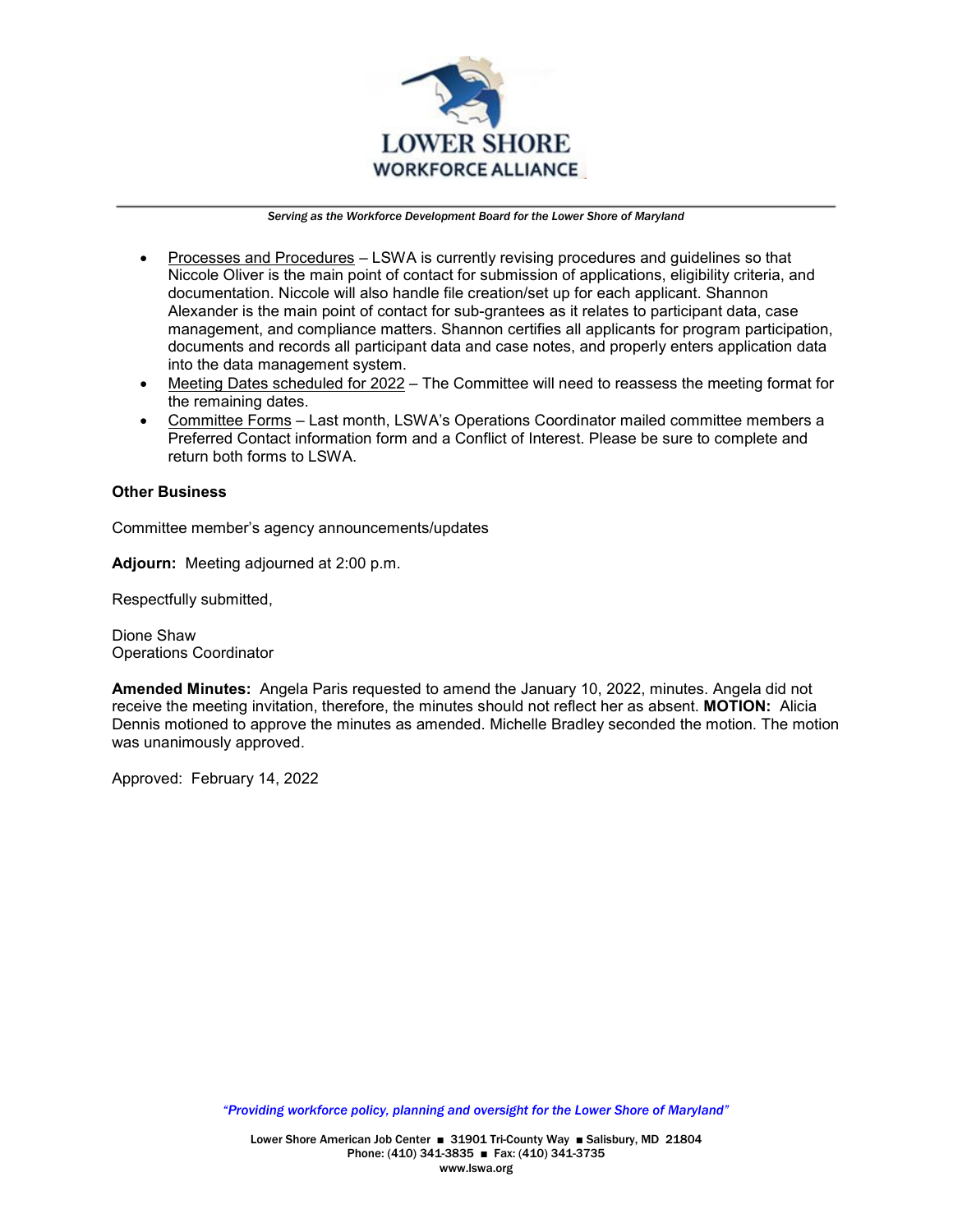- Processes and Procedures – LSWA is currently revising procedures and guidelines so that Niccole Oliver is the main point of contact for submission of applications, eligibility criteria, and documentation. Niccole will also handle file creation/set up for each applicant. Shannon Alexander is the main point of contact for sub-grantees as it relates to participant data, case management, and compliance matters. Shannon certifies all applicants for program participation, documents and records all participant data and case notes, and properly enters application data into the data management system.
- Meeting Dates scheduled for 2022 – The Committee will need to reassess the meeting format for the remaining dates.
- Committee Forms – Last month, LSWA's Operations Coordinator mailed committee members a Preferred Contact information form and a Conflict of Interest. Please be sure to complete and return both forms to LSWA.

**Other Business**

Committee member's agency announcements/updates

**Adjourn:** Meeting adjourned at 2:00 p.m.

Respectfully submitted,

Dione Shaw
Operations Coordinator

**Amended Minutes:** Angela Paris requested to amend the January 10, 2022, minutes. Angela did not receive the meeting invitation, therefore, the minutes should not reflect her as absent. **MOTION:** Alicia Dennis motioned to approve the minutes as amended. Michelle Bradley seconded the motion. The motion was unanimously approved.

Approved: February 14, 2022